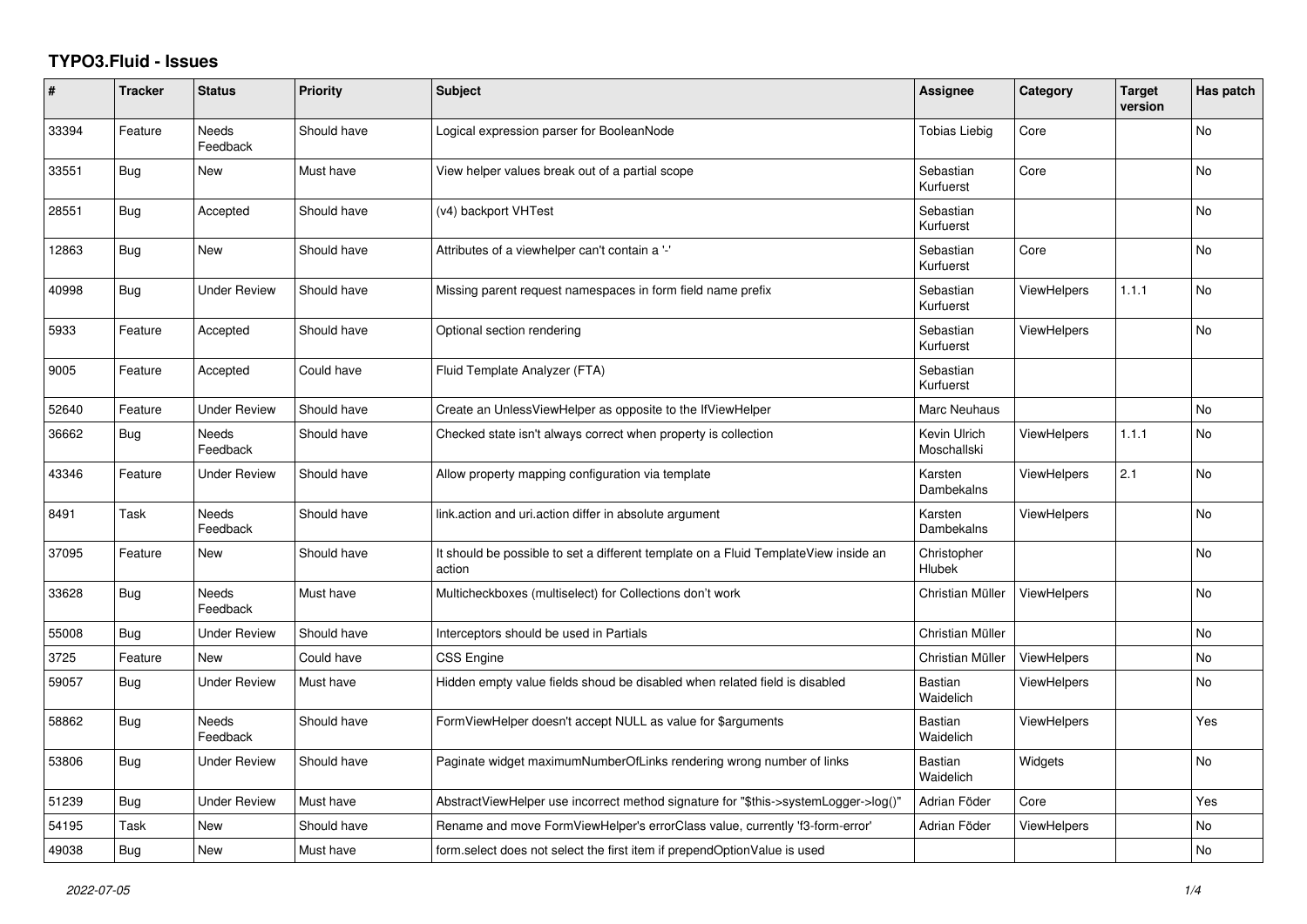# TYPO3.Fluid - Issues

| # | Tracker | Status | Priority | Subject | Assignee | Category | Target version | Has patch |
|---|---|---|---|---|---|---|---|---|
| 33394 | Feature | Needs Feedback | Should have | Logical expression parser for BooleanNode | Tobias Liebig | Core | | No |
| 33551 | Bug | New | Must have | View helper values break out of a partial scope | Sebastian Kurfuerst | Core | | No |
| 28551 | Bug | Accepted | Should have | (v4) backport VHTest | Sebastian Kurfuerst | | | No |
| 12863 | Bug | New | Should have | Attributes of a viewhelper can't contain a '-' | Sebastian Kurfuerst | Core | | No |
| 40998 | Bug | Under Review | Should have | Missing parent request namespaces in form field name prefix | Sebastian Kurfuerst | ViewHelpers | 1.1.1 | No |
| 5933 | Feature | Accepted | Should have | Optional section rendering | Sebastian Kurfuerst | ViewHelpers | | No |
| 9005 | Feature | Accepted | Could have | Fluid Template Analyzer (FTA) | Sebastian Kurfuerst | | | |
| 52640 | Feature | Under Review | Should have | Create an UnlessViewHelper as opposite to the IfViewHelper | Marc Neuhaus | | | No |
| 36662 | Bug | Needs Feedback | Should have | Checked state isn't always correct when property is collection | Kevin Ulrich Moschallski | ViewHelpers | 1.1.1 | No |
| 43346 | Feature | Under Review | Should have | Allow property mapping configuration via template | Karsten Dambekalns | ViewHelpers | 2.1 | No |
| 8491 | Task | Needs Feedback | Should have | link.action and uri.action differ in absolute argument | Karsten Dambekalns | ViewHelpers | | No |
| 37095 | Feature | New | Should have | It should be possible to set a different template on a Fluid TemplateView inside an action | Christopher Hlubek | | | No |
| 33628 | Bug | Needs Feedback | Must have | Multicheckboxes (multiselect) for Collections don't work | Christian Müller | ViewHelpers | | No |
| 55008 | Bug | Under Review | Should have | Interceptors should be used in Partials | Christian Müller | | | No |
| 3725 | Feature | New | Could have | CSS Engine | Christian Müller | ViewHelpers | | No |
| 59057 | Bug | Under Review | Must have | Hidden empty value fields shoud be disabled when related field is disabled | Bastian Waidelich | ViewHelpers | | No |
| 58862 | Bug | Needs Feedback | Should have | FormViewHelper doesn't accept NULL as value for $arguments | Bastian Waidelich | ViewHelpers | | Yes |
| 53806 | Bug | Under Review | Should have | Paginate widget maximumNumberOfLinks rendering wrong number of links | Bastian Waidelich | Widgets | | No |
| 51239 | Bug | Under Review | Must have | AbstractViewHelper use incorrect method signature for "$this->systemLogger->log()" | Adrian Föder | Core | | Yes |
| 54195 | Task | New | Should have | Rename and move FormViewHelper's errorClass value, currently 'f3-form-error' | Adrian Föder | ViewHelpers | | No |
| 49038 | Bug | New | Must have | form.select does not select the first item if prependOptionValue is used | | | | No |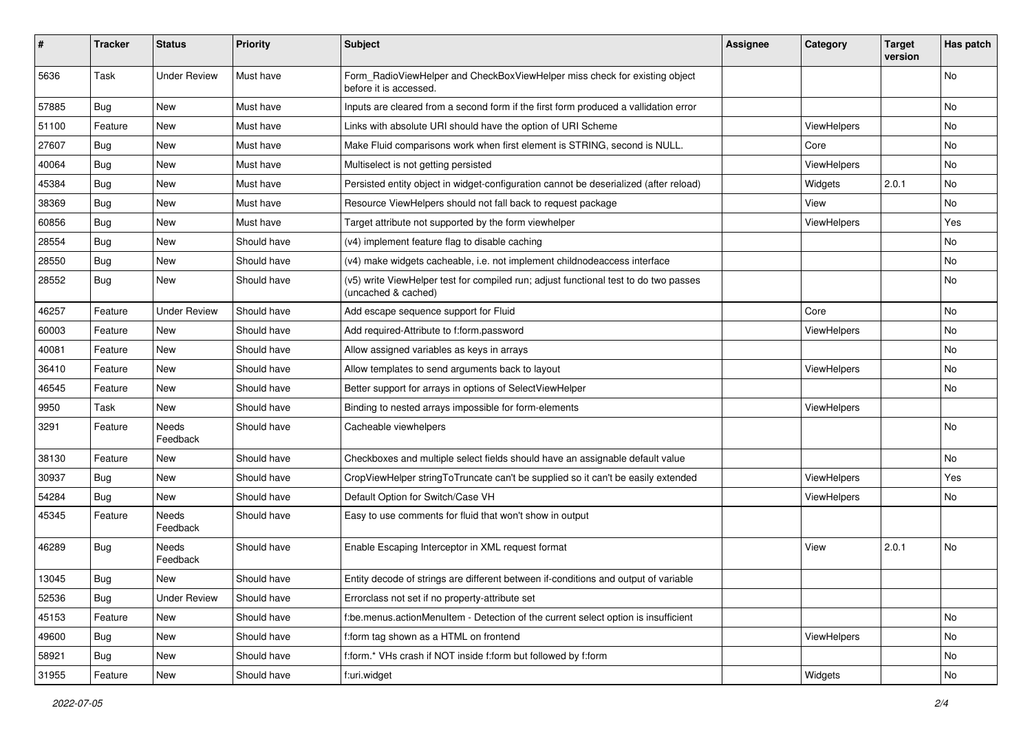| # | Tracker | Status | Priority | Subject | Assignee | Category | Target version | Has patch |
|---|---|---|---|---|---|---|---|---|
| 5636 | Task | Under Review | Must have | Form_RadioViewHelper and CheckBoxViewHelper miss check for existing object before it is accessed. | | | | No |
| 57885 | Bug | New | Must have | Inputs are cleared from a second form if the first form produced a vallidation error | | | | No |
| 51100 | Feature | New | Must have | Links with absolute URI should have the option of URI Scheme | | ViewHelpers | | No |
| 27607 | Bug | New | Must have | Make Fluid comparisons work when first element is STRING, second is NULL. | | Core | | No |
| 40064 | Bug | New | Must have | Multiselect is not getting persisted | | ViewHelpers | | No |
| 45384 | Bug | New | Must have | Persisted entity object in widget-configuration cannot be deserialized (after reload) | | Widgets | 2.0.1 | No |
| 38369 | Bug | New | Must have | Resource ViewHelpers should not fall back to request package | | View | | No |
| 60856 | Bug | New | Must have | Target attribute not supported by the form viewhelper | | ViewHelpers | | Yes |
| 28554 | Bug | New | Should have | (v4) implement feature flag to disable caching | | | | No |
| 28550 | Bug | New | Should have | (v4) make widgets cacheable, i.e. not implement childnodeaccess interface | | | | No |
| 28552 | Bug | New | Should have | (v5) write ViewHelper test for compiled run; adjust functional test to do two passes (uncached & cached) | | | | No |
| 46257 | Feature | Under Review | Should have | Add escape sequence support for Fluid | | Core | | No |
| 60003 | Feature | New | Should have | Add required-Attribute to f:form.password | | ViewHelpers | | No |
| 40081 | Feature | New | Should have | Allow assigned variables as keys in arrays | | | | No |
| 36410 | Feature | New | Should have | Allow templates to send arguments back to layout | | ViewHelpers | | No |
| 46545 | Feature | New | Should have | Better support for arrays in options of SelectViewHelper | | | | No |
| 9950 | Task | New | Should have | Binding to nested arrays impossible for form-elements | | ViewHelpers | | |
| 3291 | Feature | Needs Feedback | Should have | Cacheable viewhelpers | | | | No |
| 38130 | Feature | New | Should have | Checkboxes and multiple select fields should have an assignable default value | | | | No |
| 30937 | Bug | New | Should have | CropViewHelper stringToTruncate can't be supplied so it can't be easily extended | | ViewHelpers | | Yes |
| 54284 | Bug | New | Should have | Default Option for Switch/Case VH | | ViewHelpers | | No |
| 45345 | Feature | Needs Feedback | Should have | Easy to use comments for fluid that won't show in output | | | | |
| 46289 | Bug | Needs Feedback | Should have | Enable Escaping Interceptor in XML request format | | View | 2.0.1 | No |
| 13045 | Bug | New | Should have | Entity decode of strings are different between if-conditions and output of variable | | | | |
| 52536 | Bug | Under Review | Should have | Errorclass not set if no property-attribute set | | | | |
| 45153 | Feature | New | Should have | f:be.menus.actionMenuItem - Detection of the current select option is insufficient | | | | No |
| 49600 | Bug | New | Should have | f:form tag shown as a HTML on frontend | | ViewHelpers | | No |
| 58921 | Bug | New | Should have | f:form.* VHs crash if NOT inside f:form but followed by f:form | | | | No |
| 31955 | Feature | New | Should have | f:uri.widget | | Widgets | | No |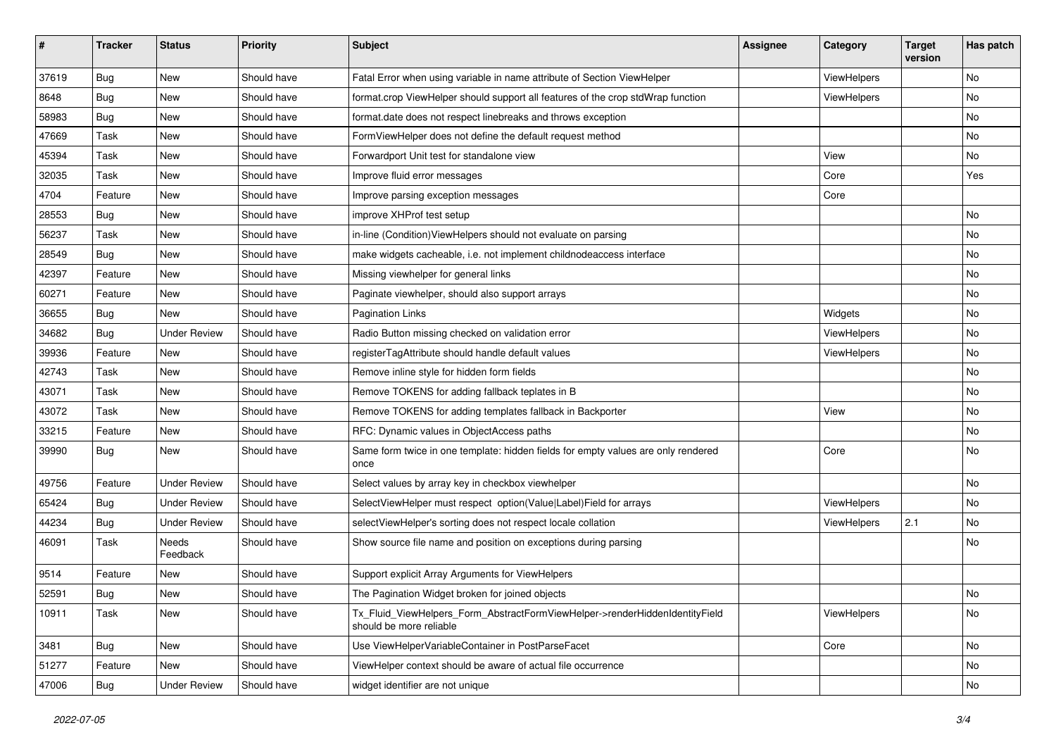| # | Tracker | Status | Priority | Subject | Assignee | Category | Target version | Has patch |
|---|---|---|---|---|---|---|---|---|
| 37619 | Bug | New | Should have | Fatal Error when using variable in name attribute of Section ViewHelper | | ViewHelpers | | No |
| 8648 | Bug | New | Should have | format.crop ViewHelper should support all features of the crop stdWrap function | | ViewHelpers | | No |
| 58983 | Bug | New | Should have | format.date does not respect linebreaks and throws exception | | | | No |
| 47669 | Task | New | Should have | FormViewHelper does not define the default request method | | | | No |
| 45394 | Task | New | Should have | Forwardport Unit test for standalone view | | View | | No |
| 32035 | Task | New | Should have | Improve fluid error messages | | Core | | Yes |
| 4704 | Feature | New | Should have | Improve parsing exception messages | | Core | | |
| 28553 | Bug | New | Should have | improve XHProf test setup | | | | No |
| 56237 | Task | New | Should have | in-line (Condition)ViewHelpers should not evaluate on parsing | | | | No |
| 28549 | Bug | New | Should have | make widgets cacheable, i.e. not implement childnodeaccess interface | | | | No |
| 42397 | Feature | New | Should have | Missing viewhelper for general links | | | | No |
| 60271 | Feature | New | Should have | Paginate viewhelper, should also support arrays | | | | No |
| 36655 | Bug | New | Should have | Pagination Links | | Widgets | | No |
| 34682 | Bug | Under Review | Should have | Radio Button missing checked on validation error | | ViewHelpers | | No |
| 39936 | Feature | New | Should have | registerTagAttribute should handle default values | | ViewHelpers | | No |
| 42743 | Task | New | Should have | Remove inline style for hidden form fields | | | | No |
| 43071 | Task | New | Should have | Remove TOKENS for adding fallback teplates in B | | | | No |
| 43072 | Task | New | Should have | Remove TOKENS for adding templates fallback in Backporter | | View | | No |
| 33215 | Feature | New | Should have | RFC: Dynamic values in ObjectAccess paths | | | | No |
| 39990 | Bug | New | Should have | Same form twice in one template: hidden fields for empty values are only rendered once | | Core | | No |
| 49756 | Feature | Under Review | Should have | Select values by array key in checkbox viewhelper | | | | No |
| 65424 | Bug | Under Review | Should have | SelectViewHelper must respect option(Value\|Label)Field for arrays | | ViewHelpers | | No |
| 44234 | Bug | Under Review | Should have | selectViewHelper's sorting does not respect locale collation | | ViewHelpers | 2.1 | No |
| 46091 | Task | Needs Feedback | Should have | Show source file name and position on exceptions during parsing | | | | No |
| 9514 | Feature | New | Should have | Support explicit Array Arguments for ViewHelpers | | | | |
| 52591 | Bug | New | Should have | The Pagination Widget broken for joined objects | | | | No |
| 10911 | Task | New | Should have | Tx_Fluid_ViewHelpers_Form_AbstractFormViewHelper->renderHiddenIdentityField should be more reliable | | ViewHelpers | | No |
| 3481 | Bug | New | Should have | Use ViewHelperVariableContainer in PostParseFacet | | Core | | No |
| 51277 | Feature | New | Should have | ViewHelper context should be aware of actual file occurrence | | | | No |
| 47006 | Bug | Under Review | Should have | widget identifier are not unique | | | | No |

*2022-07-05*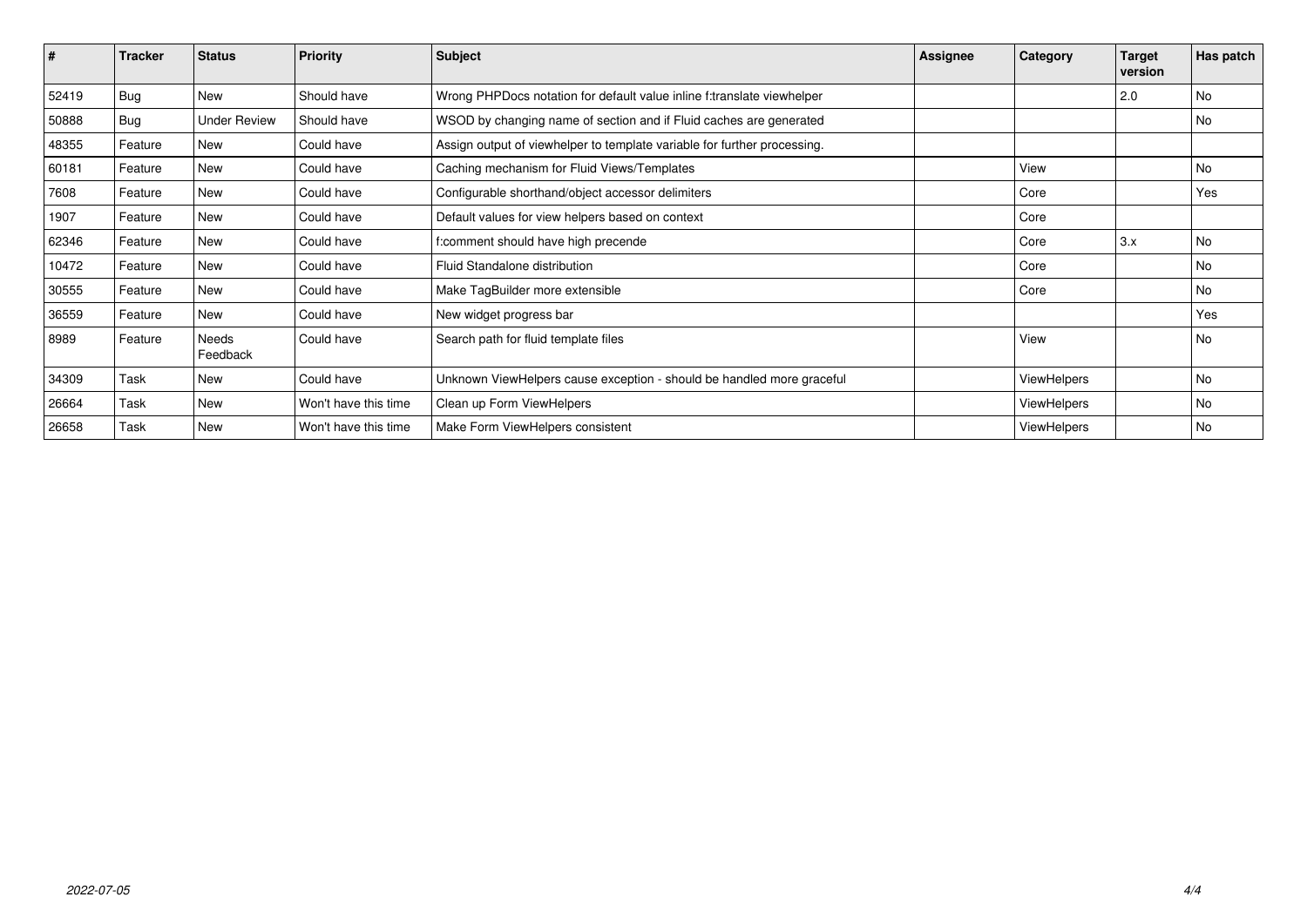| # | Tracker | Status | Priority | Subject | Assignee | Category | Target version | Has patch |
|---|---|---|---|---|---|---|---|---|
| 52419 | Bug | New | Should have | Wrong PHPDocs notation for default value inline f:translate viewhelper | | | 2.0 | No |
| 50888 | Bug | Under Review | Should have | WSOD by changing name of section and if Fluid caches are generated | | | | No |
| 48355 | Feature | New | Could have | Assign output of viewhelper to template variable for further processing. | | | | |
| 60181 | Feature | New | Could have | Caching mechanism for Fluid Views/Templates | | View | | No |
| 7608 | Feature | New | Could have | Configurable shorthand/object accessor delimiters | | Core | | Yes |
| 1907 | Feature | New | Could have | Default values for view helpers based on context | | Core | | |
| 62346 | Feature | New | Could have | f:comment should have high precende | | Core | 3.x | No |
| 10472 | Feature | New | Could have | Fluid Standalone distribution | | Core | | No |
| 30555 | Feature | New | Could have | Make TagBuilder more extensible | | Core | | No |
| 36559 | Feature | New | Could have | New widget progress bar | | | | Yes |
| 8989 | Feature | Needs Feedback | Could have | Search path for fluid template files | | View | | No |
| 34309 | Task | New | Could have | Unknown ViewHelpers cause exception - should be handled more graceful | | ViewHelpers | | No |
| 26664 | Task | New | Won't have this time | Clean up Form ViewHelpers | | ViewHelpers | | No |
| 26658 | Task | New | Won't have this time | Make Form ViewHelpers consistent | | ViewHelpers | | No |